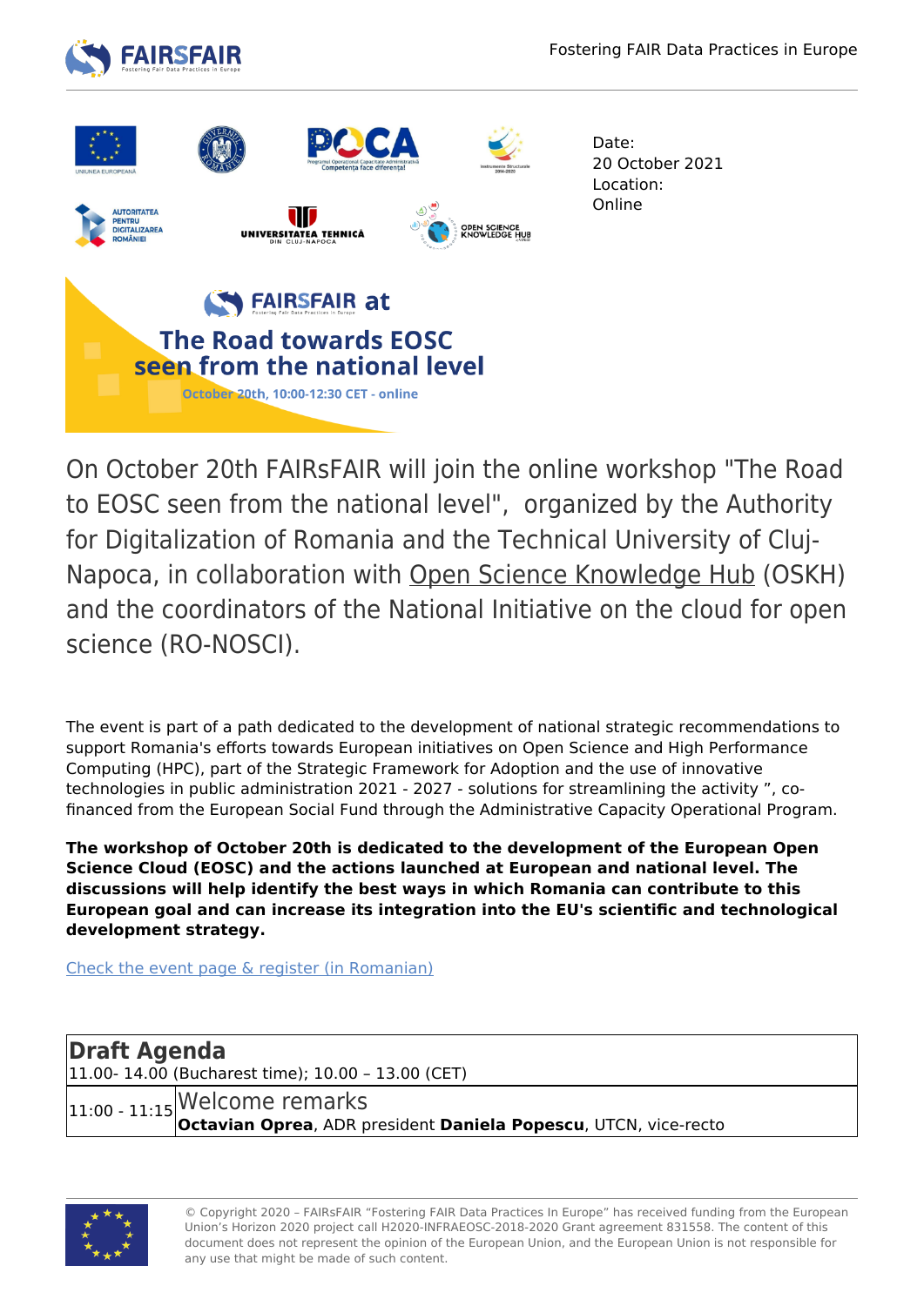Date:
20 October 2021
Location:
Online

# FAIRsFAIR at The Road towards EOSC seen from the national level

October 20th, 10:00-12:30 CET - online

On October 20th FAIRsFAIR will join the online workshop "The Road to EOSC seen from the national level", organized by the Authority for Digitalization of Romania and the Technical University of Cluj-Napoca, in collaboration with Open Science Knowledge Hub (OSKH) and the coordinators of the National Initiative on the cloud for open science (RO-NOSCI).

The event is part of a path dedicated to the development of national strategic recommendations to support Romania's efforts towards European initiatives on Open Science and High Performance Computing (HPC), part of the Strategic Framework for Adoption and the use of innovative technologies in public administration 2021 - 2027 - solutions for streamlining the activity ", co-financed from the European Social Fund through the Administrative Capacity Operational Program.

**The workshop of October 20th is dedicated to the development of the European Open Science Cloud (EOSC) and the actions launched at European and national level. The discussions will help identify the best ways in which Romania can contribute to this European goal and can increase its integration into the EU's scientific and technological development strategy.**

Check the event page & register (in Romanian)

| **Draft Agenda**<br>11.00- 14.00 (Bucharest time); 10.00 – 13.00 (CET) | |
|---|---|
| 11:00 - 11:15 | Welcome remarks<br>**Octavian Oprea**, ADR president **Daniela Popescu**, UTCN, vice-recto |

© Copyright 2020 – FAIRsFAIR "Fostering FAIR Data Practices In Europe" has received funding from the European Union's Horizon 2020 project call H2020-INFRAEOSC-2018-2020 Grant agreement 831558. The content of this document does not represent the opinion of the European Union, and the European Union is not responsible for any use that might be made of such content.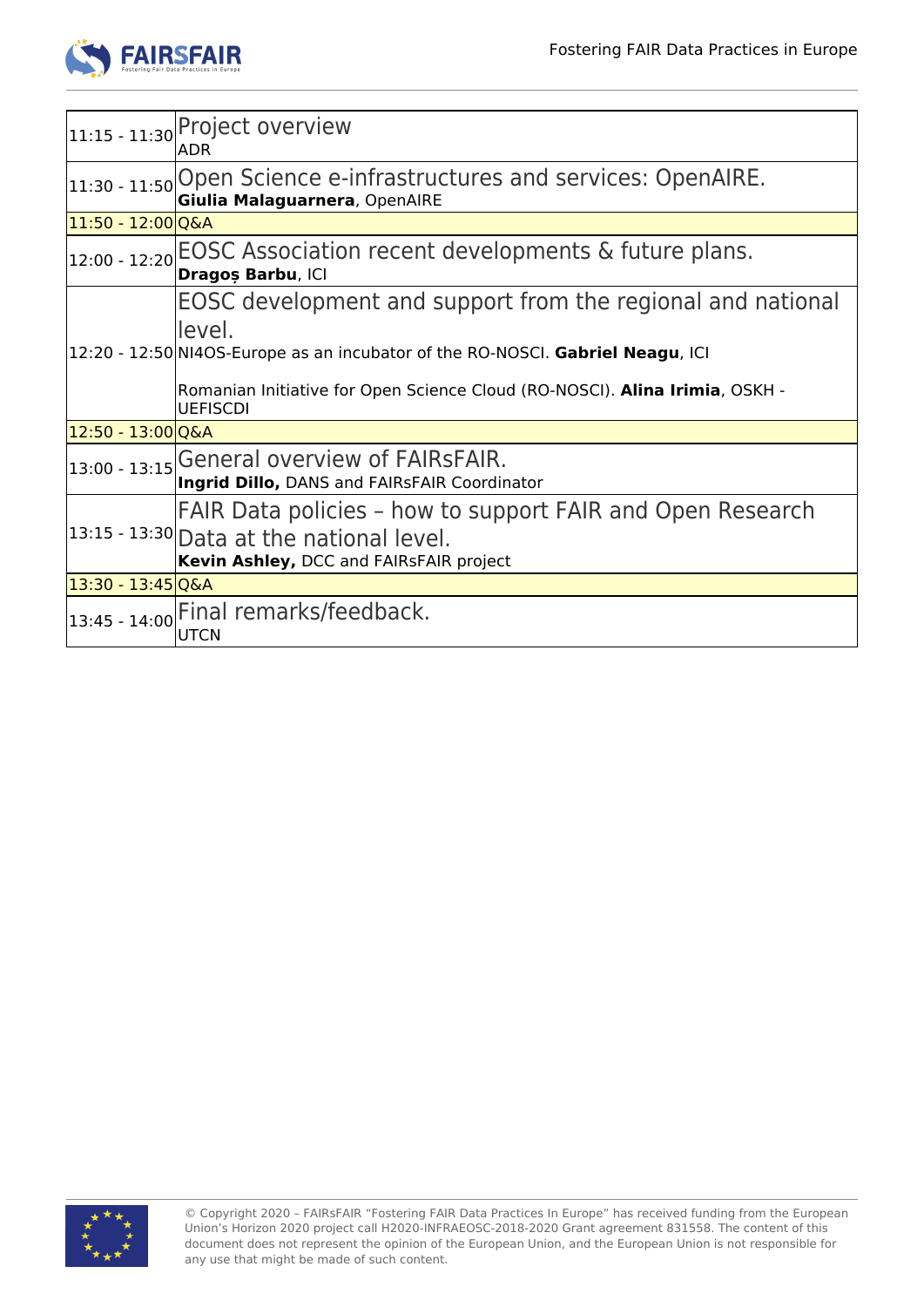| | |
|---|---|
| 11:15 - 11:30 | Project overview<br>ADR |
| 11:30 - 11:50 | Open Science e-infrastructures and services: OpenAIRE.<br>**Giulia Malaguarnera**, OpenAIRE |
| 11:50 - 12:00 | Q&A |
| 12:00 - 12:20 | EOSC Association recent developments & future plans.<br>**Dragoș Barbu**, ICI |
| 12:20 - 12:50 | EOSC development and support from the regional and national level.<br>NI4OS-Europe as an incubator of the RO-NOSCI. **Gabriel Neagu**, ICI<br><br>Romanian Initiative for Open Science Cloud (RO-NOSCI). **Alina Irimia**, OSKH - UEFISCDI |
| 12:50 - 13:00 | Q&A |
| 13:00 - 13:15 | General overview of FAIRsFAIR.<br>**Ingrid Dillo,** DANS and FAIRsFAIR Coordinator |
| 13:15 - 13:30 | FAIR Data policies – how to support FAIR and Open Research Data at the national level.<br>**Kevin Ashley,** DCC and FAIRsFAIR project |
| 13:30 - 13:45 | Q&A |
| 13:45 - 14:00 | Final remarks/feedback.<br>UTCN |

© Copyright 2020 – FAIRsFAIR "Fostering FAIR Data Practices In Europe" has received funding from the European Union's Horizon 2020 project call H2020-INFRAEOSC-2018-2020 Grant agreement 831558. The content of this document does not represent the opinion of the European Union, and the European Union is not responsible for any use that might be made of such content.